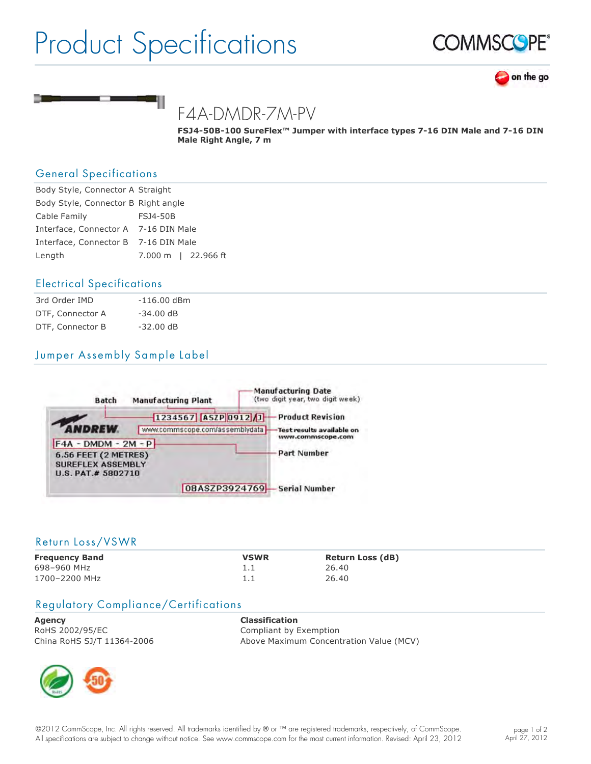# Product Specifications

## F4A-DMDR-7M-PV

**FSJ4-50B-100 SureFlex™ Jumper with interface types 7-16 DIN Male and 7-16 DIN Male Right Angle, 7 m**

## General Specifications

| | |
|---|---|
| Body Style, Connector A | Straight |
| Body Style, Connector B | Right angle |
| Cable Family | FSJ4-50B |
| Interface, Connector A | 7-16 DIN Male |
| Interface, Connector B | 7-16 DIN Male |
| Length | 7.000 m \| 22.966 ft |

## Electrical Specifications

| | |
|---|---|
| 3rd Order IMD | -116.00 dBm |
| DTF, Connector A | -34.00 dB |
| DTF, Connector B | -32.00 dB |

## Jumper Assembly Sample Label

Batch — Manufacturing Plant — Manufacturing Date (two digit year, two digit week)

1234567 | ASZP | 0912 | J — Product Revision

ANDREW. www.commscope.com/assemblydata — Test results available on www.commscope.com

F4A - DMDM - 2M - P — Part Number

6.56 FEET (2 METRES)
SUREFLEX ASSEMBLY
U.S. PAT.# 5802710

08ASZP3924769 — Serial Number

## Return Loss/VSWR

| Frequency Band | VSWR | Return Loss (dB) |
|---|---|---|
| 698–960 MHz | 1.1 | 26.40 |
| 1700–2200 MHz | 1.1 | 26.40 |

## Regulatory Compliance/Certifications

| Agency | Classification |
|---|---|
| RoHS 2002/95/EC | Compliant by Exemption |
| China RoHS SJ/T 11364-2006 | Above Maximum Concentration Value (MCV) |

©2012 CommScope, Inc. All rights reserved. All trademarks identified by ® or ™ are registered trademarks, respectively, of CommScope. All specifications are subject to change without notice. See www.commscope.com for the most current information. Revised: April 23, 2012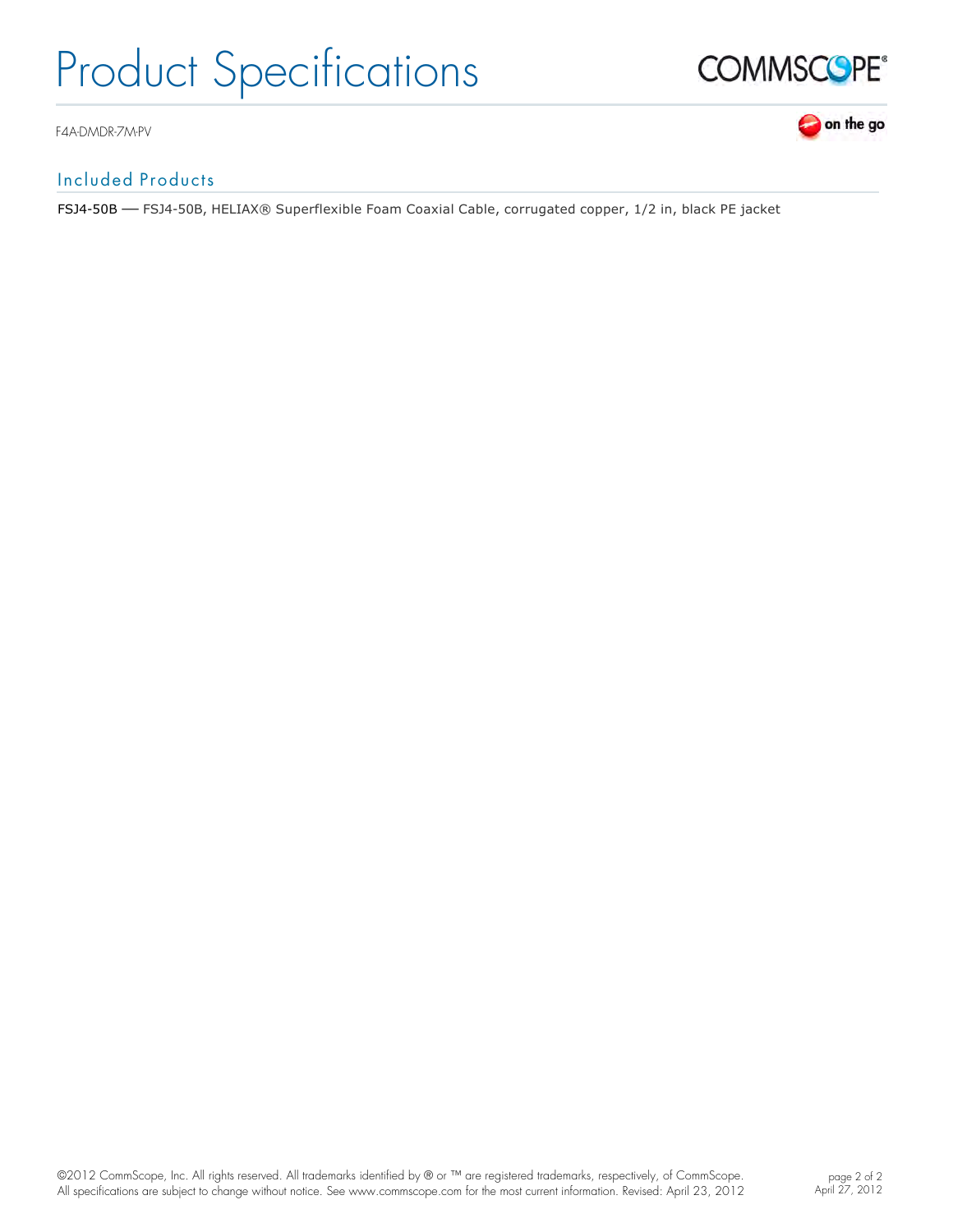## Included Products

FSJ4-50B — FSJ4-50B, HELIAX® Superflexible Foam Coaxial Cable, corrugated copper, 1/2 in, black PE jacket